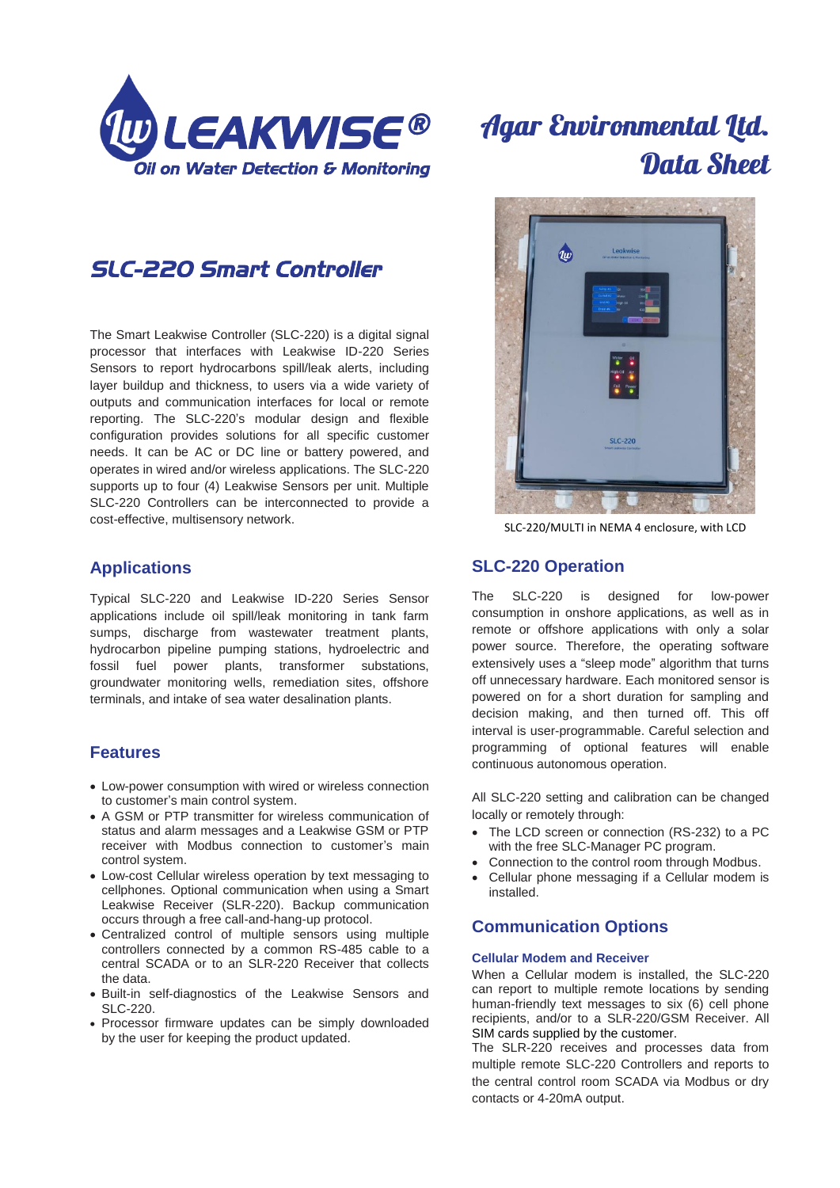LEAKWISE®
Oil on Water Detection & Monitoring

Agar Environmental Ltd.
Data Sheet

# SLC-220 Smart Controller

The Smart Leakwise Controller (SLC-220) is a digital signal processor that interfaces with Leakwise ID-220 Series Sensors to report hydrocarbons spill/leak alerts, including layer buildup and thickness, to users via a wide variety of outputs and communication interfaces for local or remote reporting. The SLC-220's modular design and flexible configuration provides solutions for all specific customer needs. It can be AC or DC line or battery powered, and operates in wired and/or wireless applications. The SLC-220 supports up to four (4) Leakwise Sensors per unit. Multiple SLC-220 Controllers can be interconnected to provide a cost-effective, multisensory network.

SLC-220/MULTI in NEMA 4 enclosure, with LCD

## Applications

Typical SLC-220 and Leakwise ID-220 Series Sensor applications include oil spill/leak monitoring in tank farm sumps, discharge from wastewater treatment plants, hydrocarbon pipeline pumping stations, hydroelectric and fossil fuel power plants, transformer substations, groundwater monitoring wells, remediation sites, offshore terminals, and intake of sea water desalination plants.

## Features

- Low-power consumption with wired or wireless connection to customer's main control system.
- A GSM or PTP transmitter for wireless communication of status and alarm messages and a Leakwise GSM or PTP receiver with Modbus connection to customer's main control system.
- Low-cost Cellular wireless operation by text messaging to cellphones. Optional communication when using a Smart Leakwise Receiver (SLR-220). Backup communication occurs through a free call-and-hang-up protocol.
- Centralized control of multiple sensors using multiple controllers connected by a common RS-485 cable to a central SCADA or to an SLR-220 Receiver that collects the data.
- Built-in self-diagnostics of the Leakwise Sensors and SLC-220.
- Processor firmware updates can be simply downloaded by the user for keeping the product updated.

## SLC-220 Operation

The SLC-220 is designed for low-power consumption in onshore applications, as well as in remote or offshore applications with only a solar power source. Therefore, the operating software extensively uses a "sleep mode" algorithm that turns off unnecessary hardware. Each monitored sensor is powered on for a short duration for sampling and decision making, and then turned off. This off interval is user-programmable. Careful selection and programming of optional features will enable continuous autonomous operation.

All SLC-220 setting and calibration can be changed locally or remotely through:

- The LCD screen or connection (RS-232) to a PC with the free SLC-Manager PC program.
- Connection to the control room through Modbus.
- Cellular phone messaging if a Cellular modem is installed.

## Communication Options

### Cellular Modem and Receiver

When a Cellular modem is installed, the SLC-220 can report to multiple remote locations by sending human-friendly text messages to six (6) cell phone recipients, and/or to a SLR-220/GSM Receiver. All SIM cards supplied by the customer.

The SLR-220 receives and processes data from multiple remote SLC-220 Controllers and reports to the central control room SCADA via Modbus or dry contacts or 4-20mA output.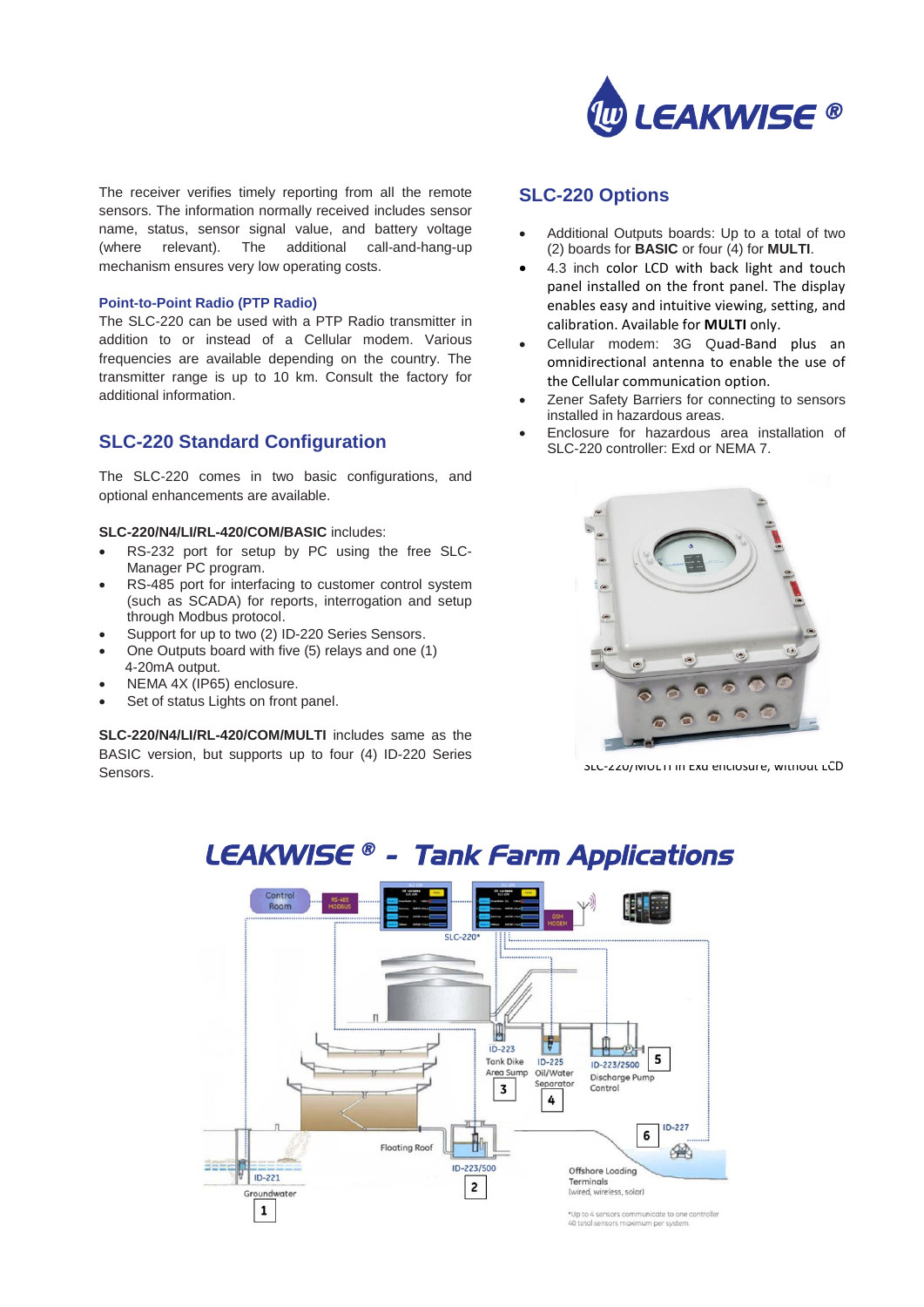The receiver verifies timely reporting from all the remote sensors. The information normally received includes sensor name, status, sensor signal value, and battery voltage (where relevant). The additional call-and-hang-up mechanism ensures very low operating costs.

### Point-to-Point Radio (PTP Radio)

The SLC-220 can be used with a PTP Radio transmitter in addition to or instead of a Cellular modem. Various frequencies are available depending on the country. The transmitter range is up to 10 km. Consult the factory for additional information.

## SLC-220 Standard Configuration

The SLC-220 comes in two basic configurations, and optional enhancements are available.

**SLC-220/N4/LI/RL-420/COM/BASIC** includes:

- RS-232 port for setup by PC using the free SLC-Manager PC program.
- RS-485 port for interfacing to customer control system (such as SCADA) for reports, interrogation and setup through Modbus protocol.
- Support for up to two (2) ID-220 Series Sensors.
- One Outputs board with five (5) relays and one (1) 4-20mA output.
- NEMA 4X (IP65) enclosure.
- Set of status Lights on front panel.

**SLC-220/N4/LI/RL-420/COM/MULTI** includes same as the BASIC version, but supports up to four (4) ID-220 Series Sensors.

## SLC-220 Options

- Additional Outputs boards: Up to a total of two (2) boards for **BASIC** or four (4) for **MULTI**.
- 4.3 inch color LCD with back light and touch panel installed on the front panel. The display enables easy and intuitive viewing, setting, and calibration. Available for **MULTI** only.
- Cellular modem: 3G Quad-Band plus an omnidirectional antenna to enable the use of the Cellular communication option.
- Zener Safety Barriers for connecting to sensors installed in hazardous areas.
- Enclosure for hazardous area installation of SLC-220 controller: Exd or NEMA 7.

SLC-220/MULTI in Exd enclosure, without LCD

## LEAKWISE ® - Tank Farm Applications

Control Room
RS-485 MODBUS
SLC-220*
GSM MODEM
ID-223 Tank Dike Area Sump 3
ID-225 Oil/Water Separator 4
ID-223/2500 Discharge Pump Control 5
ID-227 6
Offshore Loading Terminals (wired, wireless, solar)
Floating Roof
ID-223/500 2
ID-221 Groundwater 1

*Up to 4 sensors communicate to one controller
40 total sensors maximum per system.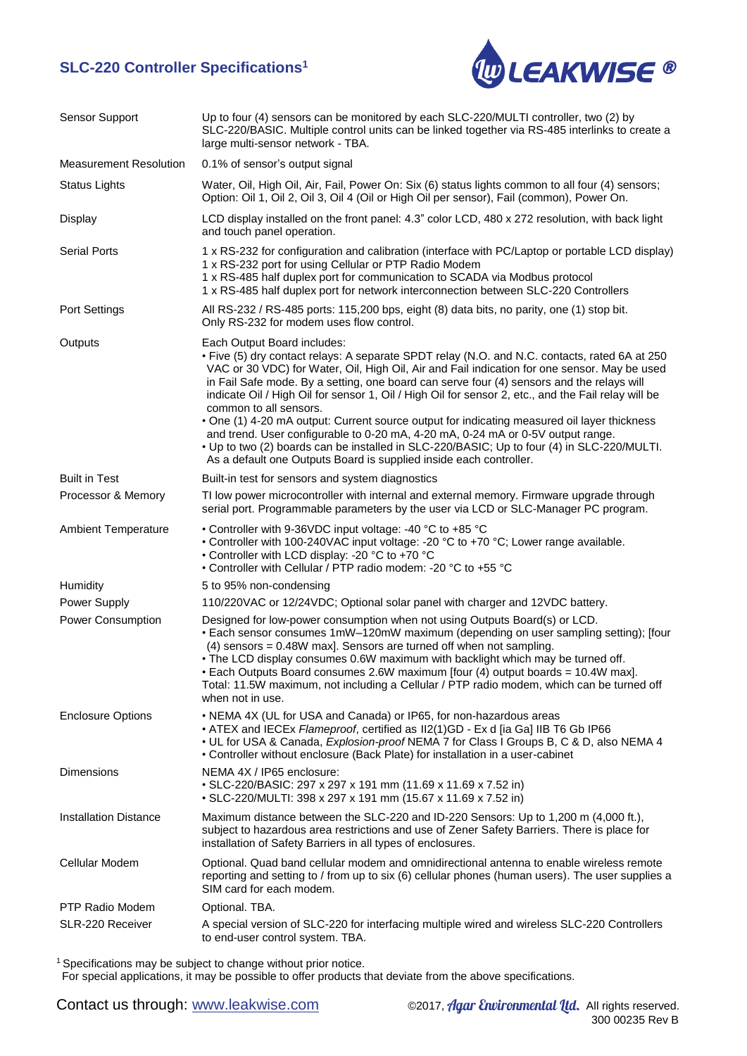## SLC-220 Controller Specifications[1]

| | |
|---|---|
| Sensor Support | Up to four (4) sensors can be monitored by each SLC-220/MULTI controller, two (2) by SLC-220/BASIC. Multiple control units can be linked together via RS-485 interlinks to create a large multi-sensor network - TBA. |
| Measurement Resolution | 0.1% of sensor's output signal |
| Status Lights | Water, Oil, High Oil, Air, Fail, Power On: Six (6) status lights common to all four (4) sensors; Option: Oil 1, Oil 2, Oil 3, Oil 4 (Oil or High Oil per sensor), Fail (common), Power On. |
| Display | LCD display installed on the front panel: 4.3" color LCD, 480 x 272 resolution, with back light and touch panel operation. |
| Serial Ports | 1 x RS-232 for configuration and calibration (interface with PC/Laptop or portable LCD display)<br>1 x RS-232 port for using Cellular or PTP Radio Modem<br>1 x RS-485 half duplex port for communication to SCADA via Modbus protocol<br>1 x RS-485 half duplex port for network interconnection between SLC-220 Controllers |
| Port Settings | All RS-232 / RS-485 ports: 115,200 bps, eight (8) data bits, no parity, one (1) stop bit. Only RS-232 for modem uses flow control. |
| Outputs | Each Output Board includes:<br>• Five (5) dry contact relays: A separate SPDT relay (N.O. and N.C. contacts, rated 6A at 250 VAC or 30 VDC) for Water, Oil, High Oil, Air and Fail indication for one sensor. May be used in Fail Safe mode. By a setting, one board can serve four (4) sensors and the relays will indicate Oil / High Oil for sensor 1, Oil / High Oil for sensor 2, etc., and the Fail relay will be common to all sensors.<br>• One (1) 4-20 mA output: Current source output for indicating measured oil layer thickness and trend. User configurable to 0-20 mA, 4-20 mA, 0-24 mA or 0-5V output range.<br>• Up to two (2) boards can be installed in SLC-220/BASIC; Up to four (4) in SLC-220/MULTI. As a default one Outputs Board is supplied inside each controller. |
| Built in Test | Built-in test for sensors and system diagnostics |
| Processor & Memory | TI low power microcontroller with internal and external memory. Firmware upgrade through serial port. Programmable parameters by the user via LCD or SLC-Manager PC program. |
| Ambient Temperature | • Controller with 9-36VDC input voltage: -40 °C to +85 °C<br>• Controller with 100-240VAC input voltage: -20 °C to +70 °C; Lower range available.<br>• Controller with LCD display: -20 °C to +70 °C<br>• Controller with Cellular / PTP radio modem: -20 °C to +55 °C |
| Humidity | 5 to 95% non-condensing |
| Power Supply | 110/220VAC or 12/24VDC; Optional solar panel with charger and 12VDC battery. |
| Power Consumption | Designed for low-power consumption when not using Outputs Board(s) or LCD.<br>• Each sensor consumes 1mW–120mW maximum (depending on user sampling setting); [four (4) sensors = 0.48W max]. Sensors are turned off when not sampling.<br>• The LCD display consumes 0.6W maximum with backlight which may be turned off.<br>• Each Outputs Board consumes 2.6W maximum [four (4) output boards = 10.4W max].<br>Total: 11.5W maximum, not including a Cellular / PTP radio modem, which can be turned off when not in use. |
| Enclosure Options | • NEMA 4X (UL for USA and Canada) or IP65, for non-hazardous areas<br>• ATEX and IECEx *Flameproof*, certified as II2(1)GD - Ex d [ia Ga] IIB T6 Gb IP66<br>• UL for USA & Canada, *Explosion-proof* NEMA 7 for Class I Groups B, C & D, also NEMA 4<br>• Controller without enclosure (Back Plate) for installation in a user-cabinet |
| Dimensions | NEMA 4X / IP65 enclosure:<br>• SLC-220/BASIC: 297 x 297 x 191 mm (11.69 x 11.69 x 7.52 in)<br>• SLC-220/MULTI: 398 x 297 x 191 mm (15.67 x 11.69 x 7.52 in) |
| Installation Distance | Maximum distance between the SLC-220 and ID-220 Sensors: Up to 1,200 m (4,000 ft.), subject to hazardous area restrictions and use of Zener Safety Barriers. There is place for installation of Safety Barriers in all types of enclosures. |
| Cellular Modem | Optional. Quad band cellular modem and omnidirectional antenna to enable wireless remote reporting and setting to / from up to six (6) cellular phones (human users). The user supplies a SIM card for each modem. |
| PTP Radio Modem | Optional. TBA. |
| SLR-220 Receiver | A special version of SLC-220 for interfacing multiple wired and wireless SLC-220 Controllers to end-user control system. TBA. |

[1] Specifications may be subject to change without prior notice.
For special applications, it may be possible to offer products that deviate from the above specifications.

Contact us through: www.leakwise.com

©2017, Agar Environmental Ltd. All rights reserved.
300 00235 Rev B